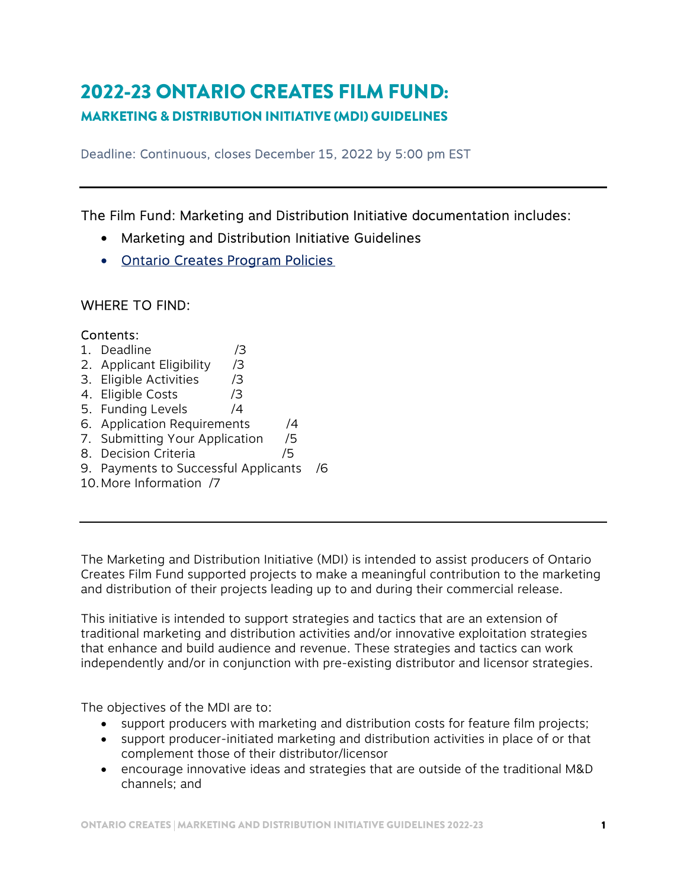# 2022-23 ONTARIO CREATES FILM FUND:

## MARKETING & DISTRIBUTION INITIATIVE (MDI) GUIDELINES

Deadline: Continuous, closes December 15, 2022 by 5:00 pm EST

---

The Film Fund: Marketing and Distribution Initiative documentation includes:

- Marketing and Distribution Initiative Guidelines
- Ontario Creates Program Policies

WHERE TO FIND:

Contents:

1. Deadline /3
2. Applicant Eligibility /3
3. Eligible Activities /3
4. Eligible Costs /3
5. Funding Levels /4
6. Application Requirements /4
7. Submitting Your Application /5
8. Decision Criteria /5
9. Payments to Successful Applicants /6
10. More Information /7

---

The Marketing and Distribution Initiative (MDI) is intended to assist producers of Ontario Creates Film Fund supported projects to make a meaningful contribution to the marketing and distribution of their projects leading up to and during their commercial release.

This initiative is intended to support strategies and tactics that are an extension of traditional marketing and distribution activities and/or innovative exploitation strategies that enhance and build audience and revenue. These strategies and tactics can work independently and/or in conjunction with pre-existing distributor and licensor strategies.

The objectives of the MDI are to:

- support producers with marketing and distribution costs for feature film projects;
- support producer-initiated marketing and distribution activities in place of or that complement those of their distributor/licensor
- encourage innovative ideas and strategies that are outside of the traditional M&D channels; and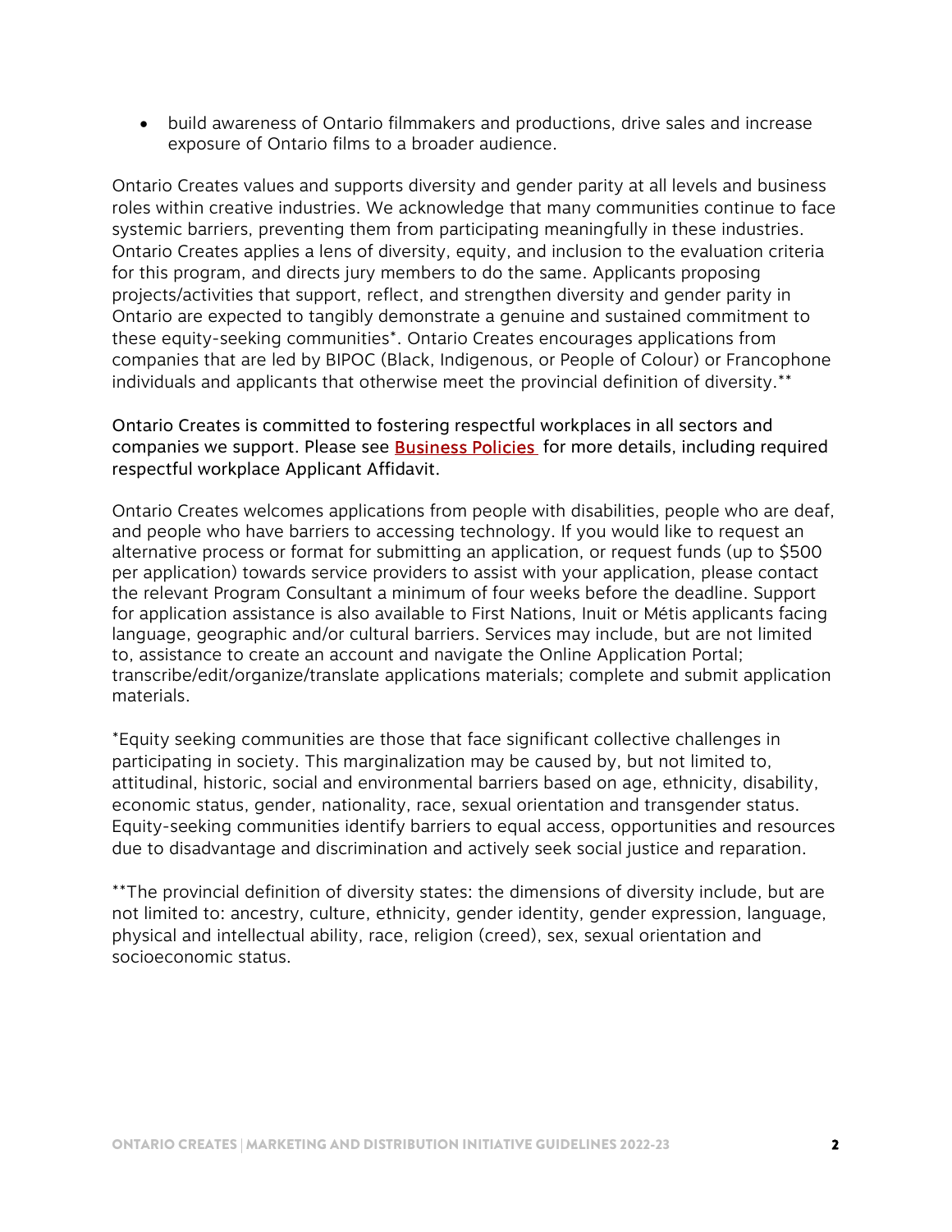- build awareness of Ontario filmmakers and productions, drive sales and increase exposure of Ontario films to a broader audience.

Ontario Creates values and supports diversity and gender parity at all levels and business roles within creative industries. We acknowledge that many communities continue to face systemic barriers, preventing them from participating meaningfully in these industries. Ontario Creates applies a lens of diversity, equity, and inclusion to the evaluation criteria for this program, and directs jury members to do the same. Applicants proposing projects/activities that support, reflect, and strengthen diversity and gender parity in Ontario are expected to tangibly demonstrate a genuine and sustained commitment to these equity-seeking communities*. Ontario Creates encourages applications from companies that are led by BIPOC (Black, Indigenous, or People of Colour) or Francophone individuals and applicants that otherwise meet the provincial definition of diversity.**

Ontario Creates is committed to fostering respectful workplaces in all sectors and companies we support. Please see [Business Policies] for more details, including required respectful workplace Applicant Affidavit.

Ontario Creates welcomes applications from people with disabilities, people who are deaf, and people who have barriers to accessing technology. If you would like to request an alternative process or format for submitting an application, or request funds (up to $500 per application) towards service providers to assist with your application, please contact the relevant Program Consultant a minimum of four weeks before the deadline. Support for application assistance is also available to First Nations, Inuit or Métis applicants facing language, geographic and/or cultural barriers. Services may include, but are not limited to, assistance to create an account and navigate the Online Application Portal; transcribe/edit/organize/translate applications materials; complete and submit application materials.

*Equity seeking communities are those that face significant collective challenges in participating in society. This marginalization may be caused by, but not limited to, attitudinal, historic, social and environmental barriers based on age, ethnicity, disability, economic status, gender, nationality, race, sexual orientation and transgender status. Equity-seeking communities identify barriers to equal access, opportunities and resources due to disadvantage and discrimination and actively seek social justice and reparation.

**The provincial definition of diversity states: the dimensions of diversity include, but are not limited to: ancestry, culture, ethnicity, gender identity, gender expression, language, physical and intellectual ability, race, religion (creed), sex, sexual orientation and socioeconomic status.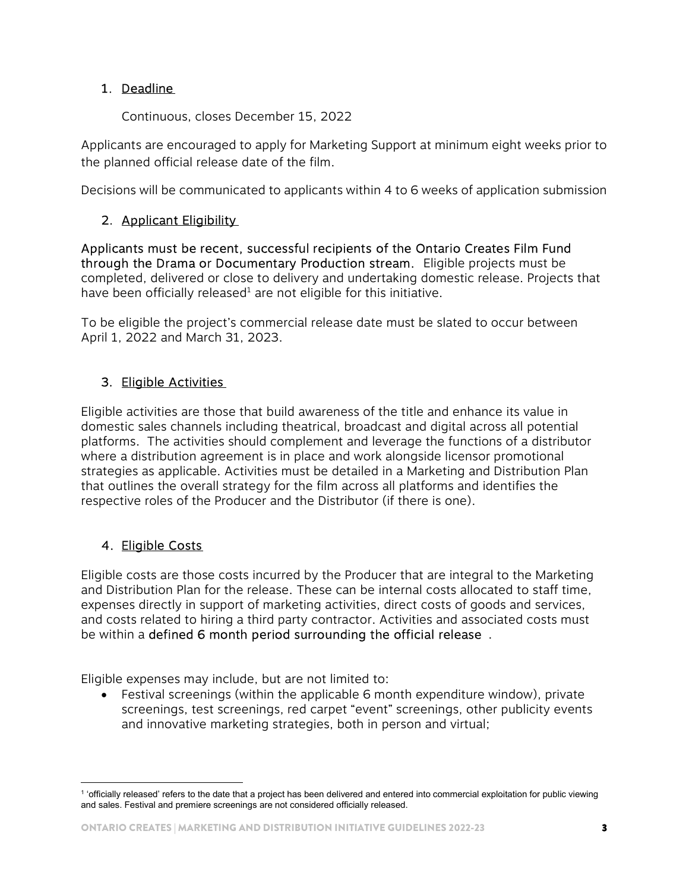## 1. Deadline

Continuous, closes December 15, 2022

Applicants are encouraged to apply for Marketing Support at minimum eight weeks prior to the planned official release date of the film.

Decisions will be communicated to applicants within 4 to 6 weeks of application submission

## 2. Applicant Eligibility

Applicants must be recent, successful recipients of the Ontario Creates Film Fund through the Drama or Documentary Production stream. Eligible projects must be completed, delivered or close to delivery and undertaking domestic release. Projects that have been officially released[1] are not eligible for this initiative.

To be eligible the project's commercial release date must be slated to occur between April 1, 2022 and March 31, 2023.

## 3. Eligible Activities

Eligible activities are those that build awareness of the title and enhance its value in domestic sales channels including theatrical, broadcast and digital across all potential platforms. The activities should complement and leverage the functions of a distributor where a distribution agreement is in place and work alongside licensor promotional strategies as applicable. Activities must be detailed in a Marketing and Distribution Plan that outlines the overall strategy for the film across all platforms and identifies the respective roles of the Producer and the Distributor (if there is one).

## 4. Eligible Costs

Eligible costs are those costs incurred by the Producer that are integral to the Marketing and Distribution Plan for the release. These can be internal costs allocated to staff time, expenses directly in support of marketing activities, direct costs of goods and services, and costs related to hiring a third party contractor. Activities and associated costs must be within a defined 6 month period surrounding the official release .

Eligible expenses may include, but are not limited to:

- Festival screenings (within the applicable 6 month expenditure window), private screenings, test screenings, red carpet "event" screenings, other publicity events and innovative marketing strategies, both in person and virtual;

[1] 'officially released' refers to the date that a project has been delivered and entered into commercial exploitation for public viewing and sales. Festival and premiere screenings are not considered officially released.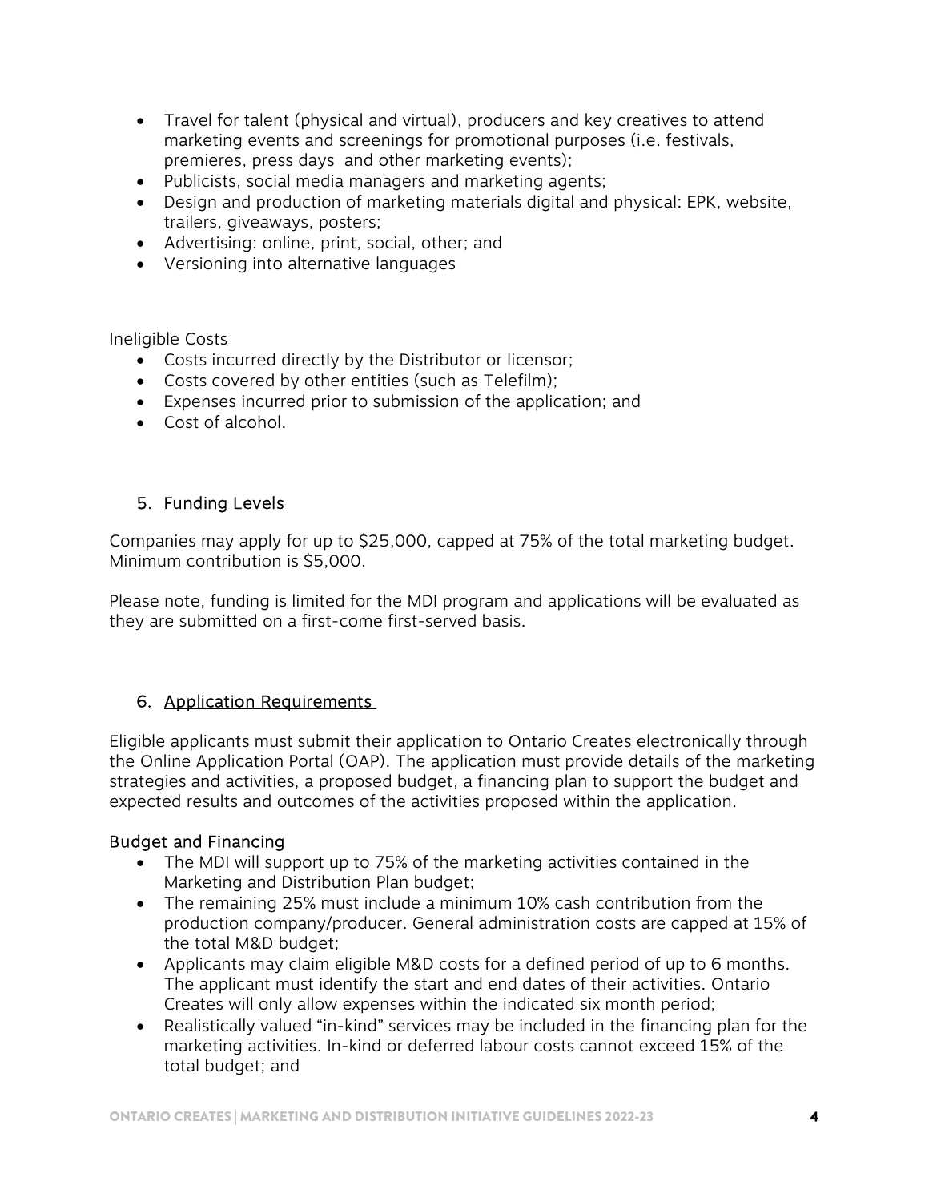- Travel for talent (physical and virtual), producers and key creatives to attend marketing events and screenings for promotional purposes (i.e. festivals, premieres, press days and other marketing events);
- Publicists, social media managers and marketing agents;
- Design and production of marketing materials digital and physical: EPK, website, trailers, giveaways, posters;
- Advertising: online, print, social, other; and
- Versioning into alternative languages

Ineligible Costs

- Costs incurred directly by the Distributor or licensor;
- Costs covered by other entities (such as Telefilm);
- Expenses incurred prior to submission of the application; and
- Cost of alcohol.

## 5. Funding Levels

Companies may apply for up to $25,000, capped at 75% of the total marketing budget. Minimum contribution is $5,000.

Please note, funding is limited for the MDI program and applications will be evaluated as they are submitted on a first-come first-served basis.

## 6. Application Requirements

Eligible applicants must submit their application to Ontario Creates electronically through the Online Application Portal (OAP). The application must provide details of the marketing strategies and activities, a proposed budget, a financing plan to support the budget and expected results and outcomes of the activities proposed within the application.

### Budget and Financing

- The MDI will support up to 75% of the marketing activities contained in the Marketing and Distribution Plan budget;
- The remaining 25% must include a minimum 10% cash contribution from the production company/producer. General administration costs are capped at 15% of the total M&D budget;
- Applicants may claim eligible M&D costs for a defined period of up to 6 months. The applicant must identify the start and end dates of their activities. Ontario Creates will only allow expenses within the indicated six month period;
- Realistically valued "in-kind" services may be included in the financing plan for the marketing activities. In-kind or deferred labour costs cannot exceed 15% of the total budget; and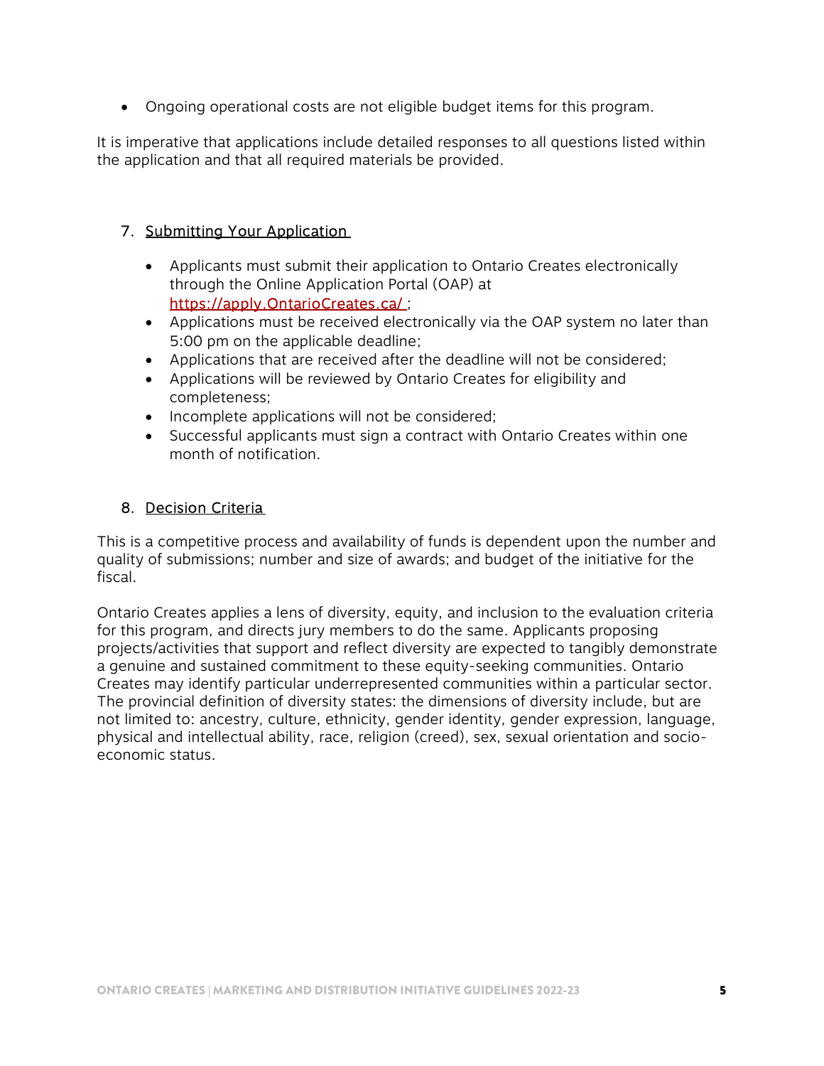- Ongoing operational costs are not eligible budget items for this program.

It is imperative that applications include detailed responses to all questions listed within the application and that all required materials be provided.

## 7. Submitting Your Application

- Applicants must submit their application to Ontario Creates electronically through the Online Application Portal (OAP) at [https://apply.OntarioCreates.ca/](https://apply.OntarioCreates.ca/);
- Applications must be received electronically via the OAP system no later than 5:00 pm on the applicable deadline;
- Applications that are received after the deadline will not be considered;
- Applications will be reviewed by Ontario Creates for eligibility and completeness;
- Incomplete applications will not be considered;
- Successful applicants must sign a contract with Ontario Creates within one month of notification.

## 8. Decision Criteria

This is a competitive process and availability of funds is dependent upon the number and quality of submissions; number and size of awards; and budget of the initiative for the fiscal.

Ontario Creates applies a lens of diversity, equity, and inclusion to the evaluation criteria for this program, and directs jury members to do the same. Applicants proposing projects/activities that support and reflect diversity are expected to tangibly demonstrate a genuine and sustained commitment to these equity-seeking communities. Ontario Creates may identify particular underrepresented communities within a particular sector. The provincial definition of diversity states: the dimensions of diversity include, but are not limited to: ancestry, culture, ethnicity, gender identity, gender expression, language, physical and intellectual ability, race, religion (creed), sex, sexual orientation and socio-economic status.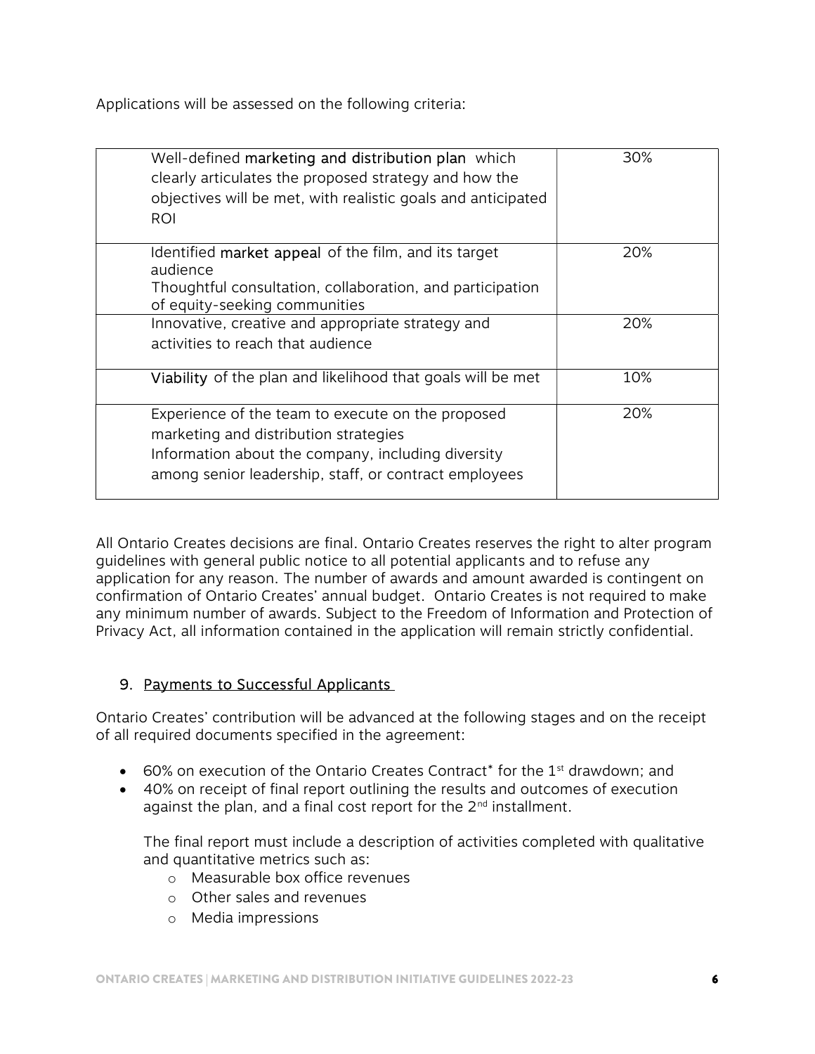Applications will be assessed on the following criteria:

| Criteria | Weight |
|---|---|
| Well-defined marketing and distribution plan which clearly articulates the proposed strategy and how the objectives will be met, with realistic goals and anticipated ROI | 30% |
| Identified market appeal of the film, and its target audience<br>Thoughtful consultation, collaboration, and participation of equity-seeking communities | 20% |
| Innovative, creative and appropriate strategy and activities to reach that audience | 20% |
| Viability of the plan and likelihood that goals will be met | 10% |
| Experience of the team to execute on the proposed marketing and distribution strategies<br>Information about the company, including diversity among senior leadership, staff, or contract employees | 20% |

All Ontario Creates decisions are final. Ontario Creates reserves the right to alter program guidelines with general public notice to all potential applicants and to refuse any application for any reason. The number of awards and amount awarded is contingent on confirmation of Ontario Creates' annual budget. Ontario Creates is not required to make any minimum number of awards. Subject to the Freedom of Information and Protection of Privacy Act, all information contained in the application will remain strictly confidential.

## 9. Payments to Successful Applicants

Ontario Creates' contribution will be advanced at the following stages and on the receipt of all required documents specified in the agreement:

- 60% on execution of the Ontario Creates Contract* for the 1st drawdown; and
- 40% on receipt of final report outlining the results and outcomes of execution against the plan, and a final cost report for the 2nd installment.

  The final report must include a description of activities completed with qualitative and quantitative metrics such as:
  - Measurable box office revenues
  - Other sales and revenues
  - Media impressions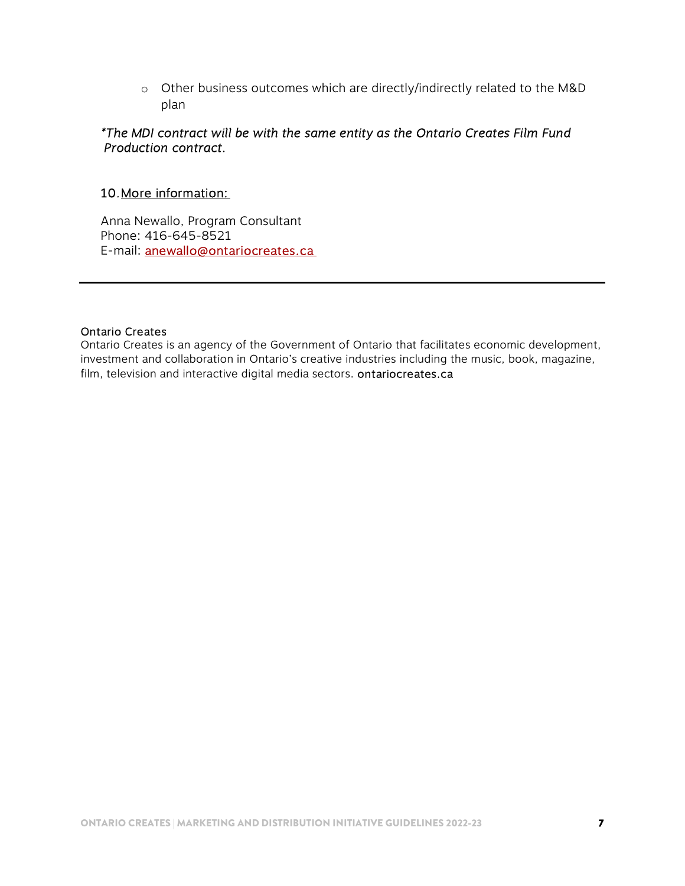- Other business outcomes which are directly/indirectly related to the M&D plan

*\*The MDI contract will be with the same entity as the Ontario Creates Film Fund Production contract.*

10. More information:

Anna Newallo, Program Consultant
Phone: 416-645-8521
E-mail: anewallo@ontariocreates.ca

---

Ontario Creates
Ontario Creates is an agency of the Government of Ontario that facilitates economic development, investment and collaboration in Ontario's creative industries including the music, book, magazine, film, television and interactive digital media sectors. ontariocreates.ca